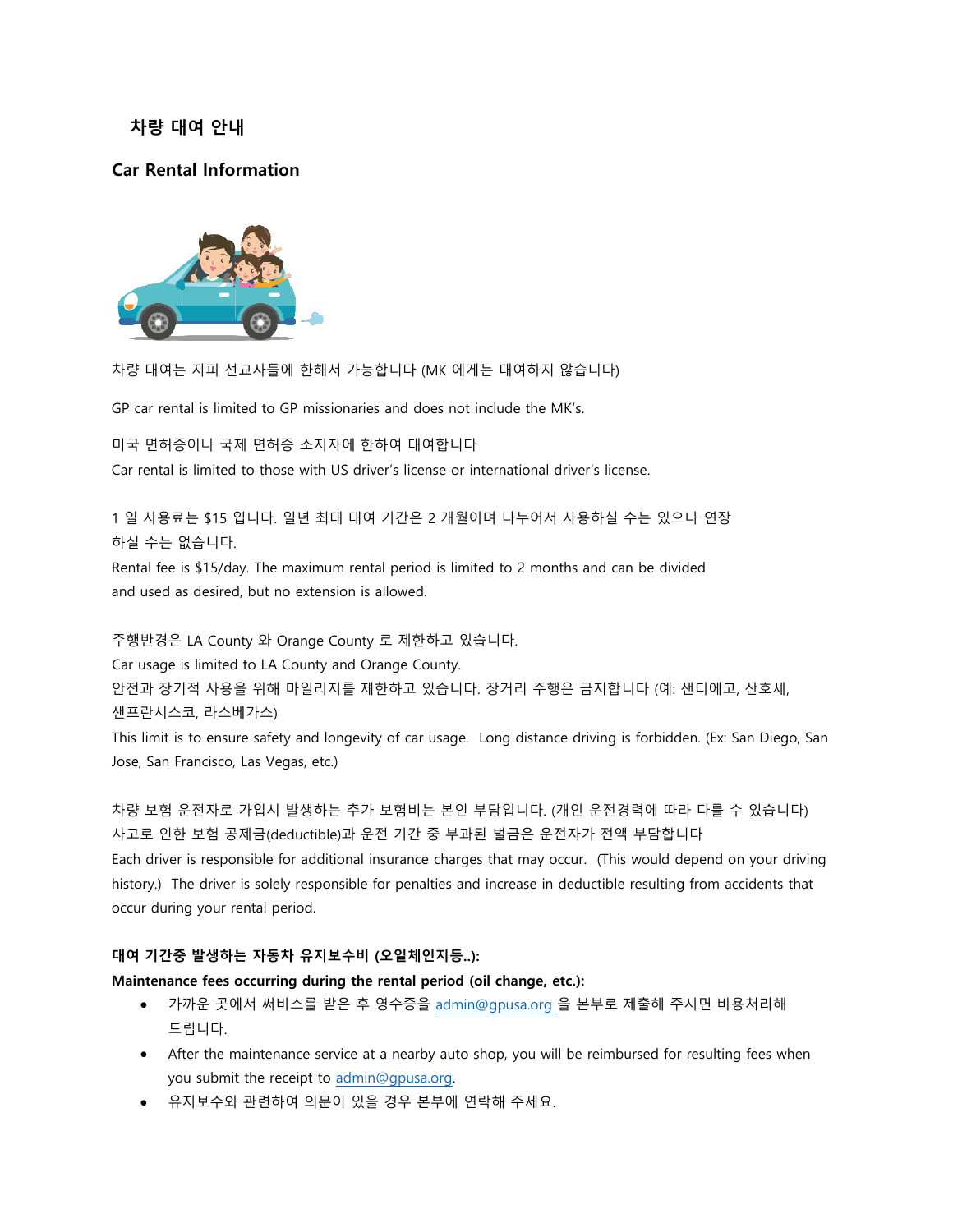## 차량 대여 안내

## Car Rental Information

차량 대여는 지피 선교사들에 한해서 가능합니다 (MK 에게는 대여하지 않습니다)

GP car rental is limited to GP missionaries and does not include the MK's.

미국 면허증이나 국제 면허증 소지자에 한하여 대여합니다
Car rental is limited to those with US driver's license or international driver's license.

1 일 사용료는 $15 입니다. 일년 최대 대여 기간은 2 개월이며 나누어서 사용하실 수는 있으나 연장하실 수는 없습니다.
Rental fee is $15/day. The maximum rental period is limited to 2 months and can be divided and used as desired, but no extension is allowed.

주행반경은 LA County 와 Orange County 로 제한하고 있습니다.
Car usage is limited to LA County and Orange County.
안전과 장기적 사용을 위해 마일리지를 제한하고 있습니다. 장거리 주행은 금지합니다 (예: 샌디에고, 산호세, 샌프란시스코, 라스베가스)
This limit is to ensure safety and longevity of car usage. Long distance driving is forbidden. (Ex: San Diego, San Jose, San Francisco, Las Vegas, etc.)

차량 보험 운전자로 가입시 발생하는 추가 보험비는 본인 부담입니다. (개인 운전경력에 따라 다를 수 있습니다)
사고로 인한 보험 공제금(deductible)과 운전 기간 중 부과된 벌금은 운전자가 전액 부담합니다
Each driver is responsible for additional insurance charges that may occur. (This would depend on your driving history.) The driver is solely responsible for penalties and increase in deductible resulting from accidents that occur during your rental period.

**대여 기간중 발생하는 자동차 유지보수비 (오일체인지등..):**
**Maintenance fees occurring during the rental period (oil change, etc.):**

- 가까운 곳에서 써비스를 받은 후 영수증을 admin@gpusa.org 을 본부로 제출해 주시면 비용처리해 드립니다.
- After the maintenance service at a nearby auto shop, you will be reimbursed for resulting fees when you submit the receipt to admin@gpusa.org.
- 유지보수와 관련하여 의문이 있을 경우 본부에 연락해 주세요.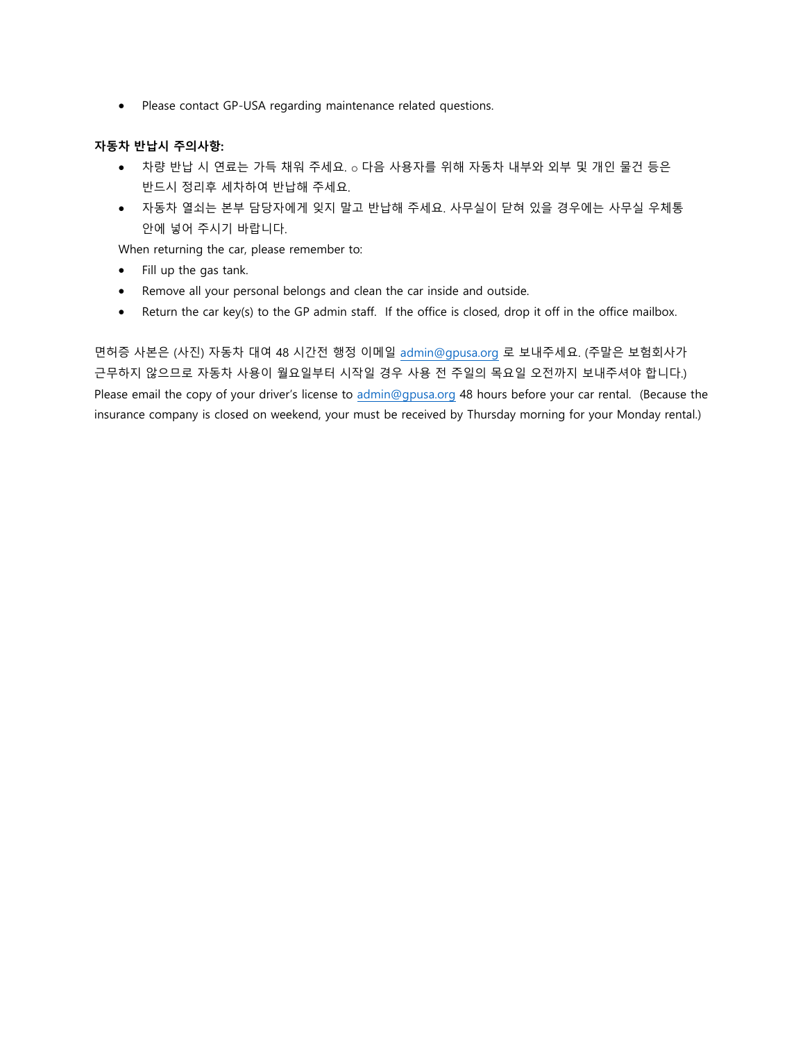- Please contact GP-USA regarding maintenance related questions.

**자동차 반납시 주의사항:**

- 차량 반납 시 연료는 가득 채워 주세요. ○ 다음 사용자를 위해 자동차 내부와 외부 및 개인 물건 등은 반드시 정리후 세차하여 반납해 주세요.
- 자동차 열쇠는 본부 담당자에게 잊지 말고 반납해 주세요. 사무실이 닫혀 있을 경우에는 사무실 우체통 안에 넣어 주시기 바랍니다.

When returning the car, please remember to:

- Fill up the gas tank.
- Remove all your personal belongs and clean the car inside and outside.
- Return the car key(s) to the GP admin staff. If the office is closed, drop it off in the office mailbox.

면허증 사본은 (사진) 자동차 대여 48 시간전 행정 이메일 admin@gpusa.org 로 보내주세요. (주말은 보험회사가 근무하지 않으므로 자동차 사용이 월요일부터 시작일 경우 사용 전 주일의 목요일 오전까지 보내주셔야 합니다.)
Please email the copy of your driver's license to admin@gpusa.org 48 hours before your car rental. (Because the insurance company is closed on weekend, your must be received by Thursday morning for your Monday rental.)